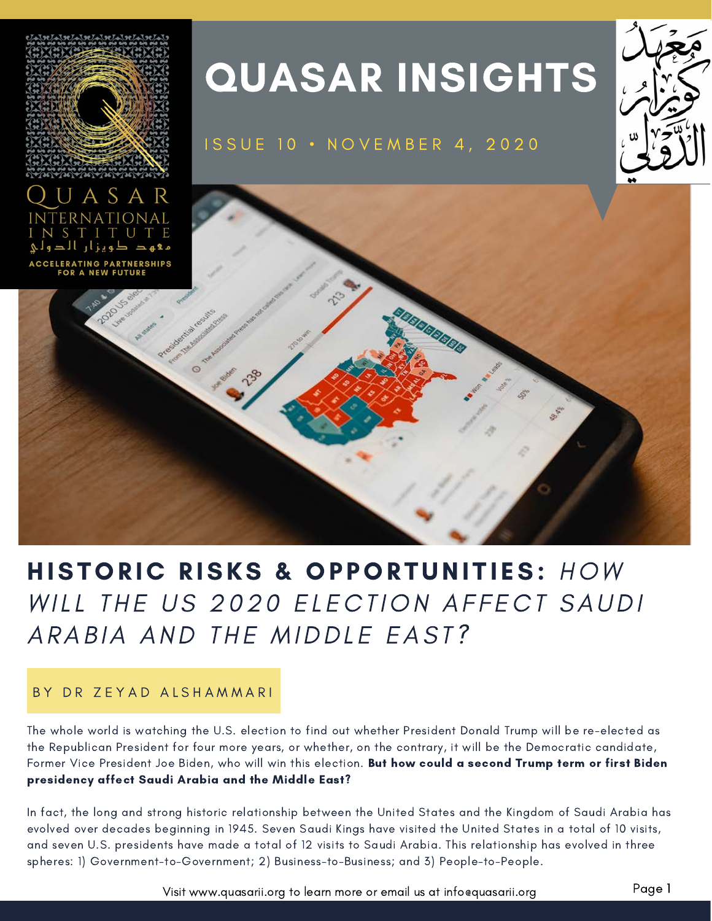# QUASAR INSIGHTS

ISSUE 10 • NOVEMBER 4, 2020

QUASAR INTERNATIONAL INSTITUTE

معهد كويزار الدولي

ACCELERATING PARTNERSHIPS FOR A NEW FUTURE

## HISTORIC RISKS & OPPORTUNITIES: *HOW WILL THE US 2020 ELECTION AFFECT SAUDI ARABIA AND THE MIDDLE EAST?*

BY DR ZEYAD ALSHAMMARI

The whole world is watching the U.S. election to find out whether President Donald Trump will be re-elected as the Republican President for four more years, or whether, on the contrary, it will be the Democratic candidate, Former Vice President Joe Biden, who will win this election. **But how could a second Trump term or first Biden presidency affect Saudi Arabia and the Middle East?**

In fact, the long and strong historic relationship between the United States and the Kingdom of Saudi Arabia has evolved over decades beginning in 1945. Seven Saudi Kings have visited the United States in a total of 10 visits, and seven U.S. presidents have made a total of 12 visits to Saudi Arabia. This relationship has evolved in three spheres: 1) Government-to-Government; 2) Business-to-Business; and 3) People-to-People.

Visit www.quasarii.org to learn more or email us at info@quasarii.org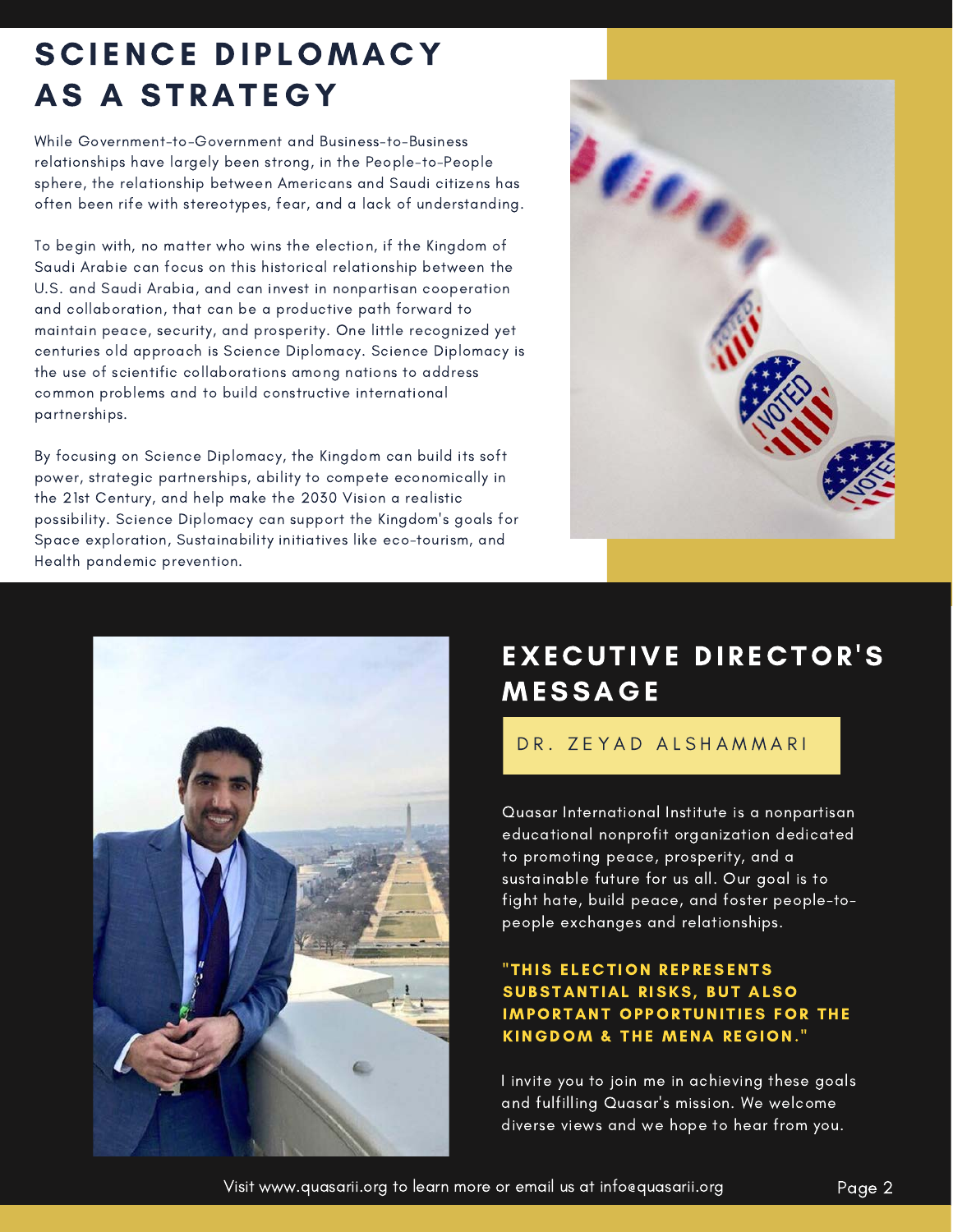# SCIENCE DIPLOMACY AS A STRATEGY

While Government-to-Government and Business-to-Business relationships have largely been strong, in the People-to-People sphere, the relationship between Americans and Saudi citizens has often been rife with stereotypes, fear, and a lack of understanding.

To begin with, no matter who wins the election, if the Kingdom of Saudi Arabie can focus on this historical relationship between the U.S. and Saudi Arabia, and can invest in nonpartisan cooperation and collaboration, that can be a productive path forward to maintain peace, security, and prosperity. One little recognized yet centuries old approach is Science Diplomacy. Science Diplomacy is the use of scientific collaborations among nations to address common problems and to build constructive international partnerships.

By focusing on Science Diplomacy, the Kingdom can build its soft power, strategic partnerships, ability to compete economically in the 21st Century, and help make the 2030 Vision a realistic possibility. Science Diplomacy can support the Kingdom's goals for Space exploration, Sustainability initiatives like eco-tourism, and Health pandemic prevention.

# EXECUTIVE DIRECTOR'S MESSAGE

DR. ZEYAD ALSHAMMARI

Quasar International Institute is a nonpartisan educational nonprofit organization dedicated to promoting peace, prosperity, and a sustainable future for us all. Our goal is to fight hate, build peace, and foster people-to-people exchanges and relationships.

**"THIS ELECTION REPRESENTS SUBSTANTIAL RISKS, BUT ALSO IMPORTANT OPPORTUNITIES FOR THE KINGDOM & THE MENA REGION."**

I invite you to join me in achieving these goals and fulfilling Quasar's mission. We welcome diverse views and we hope to hear from you.

Visit www.quasarii.org to learn more or email us at info@quasarii.org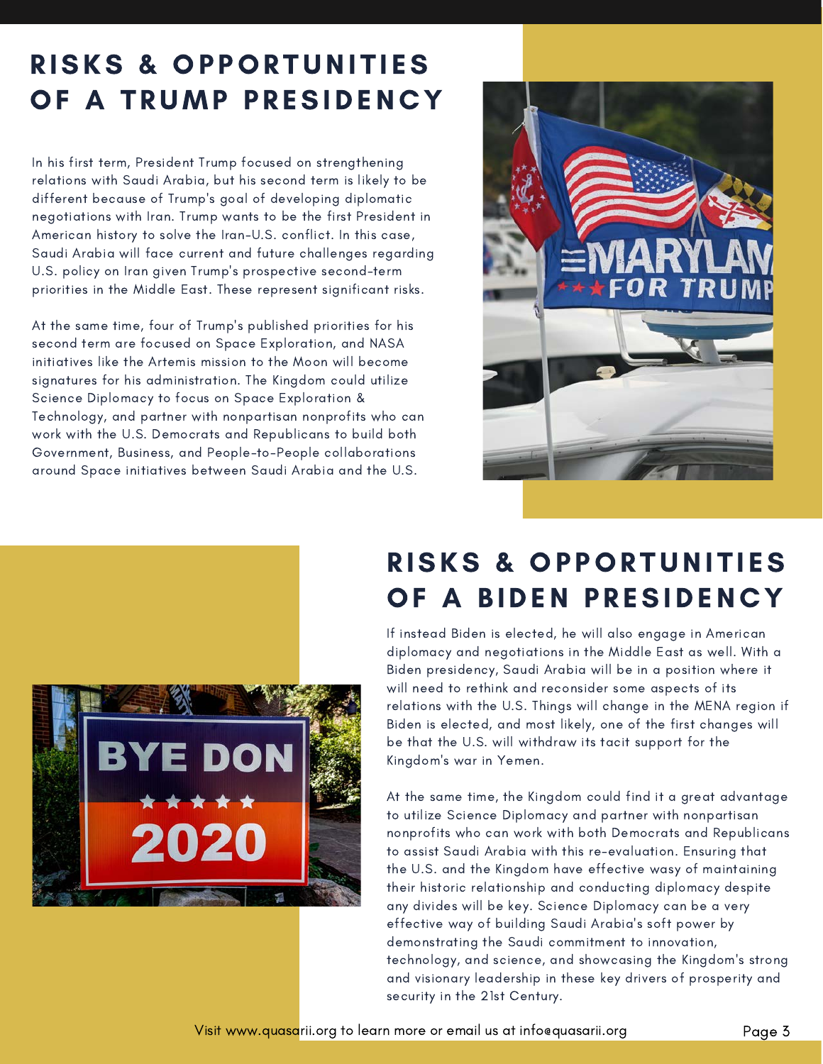# RISKS & OPPORTUNITIES OF A TRUMP PRESIDENCY

In his first term, President Trump focused on strengthening relations with Saudi Arabia, but his second term is likely to be different because of Trump's goal of developing diplomatic negotiations with Iran. Trump wants to be the first President in American history to solve the Iran-U.S. conflict. In this case, Saudi Arabia will face current and future challenges regarding U.S. policy on Iran given Trump's prospective second-term priorities in the Middle East. These represent significant risks.

At the same time, four of Trump's published priorities for his second term are focused on Space Exploration, and NASA initiatives like the Artemis mission to the Moon will become signatures for his administration. The Kingdom could utilize Science Diplomacy to focus on Space Exploration & Technology, and partner with nonpartisan nonprofits who can work with the U.S. Democrats and Republicans to build both Government, Business, and People-to-People collaborations around Space initiatives between Saudi Arabia and the U.S.

# RISKS & OPPORTUNITIES OF A BIDEN PRESIDENCY

If instead Biden is elected, he will also engage in American diplomacy and negotiations in the Middle East as well. With a Biden presidency, Saudi Arabia will be in a position where it will need to rethink and reconsider some aspects of its relations with the U.S. Things will change in the MENA region if Biden is elected, and most likely, one of the first changes will be that the U.S. will withdraw its tacit support for the Kingdom's war in Yemen.

At the same time, the Kingdom could find it a great advantage to utilize Science Diplomacy and partner with nonpartisan nonprofits who can work with both Democrats and Republicans to assist Saudi Arabia with this re-evaluation. Ensuring that the U.S. and the Kingdom have effective wasy of maintaining their historic relationship and conducting diplomacy despite any divides will be key. Science Diplomacy can be a very effective way of building Saudi Arabia's soft power by demonstrating the Saudi commitment to innovation, technology, and science, and showcasing the Kingdom's strong and visionary leadership in these key drivers of prosperity and security in the 21st Century.

Visit www.quasarii.org to learn more or email us at info@quasarii.org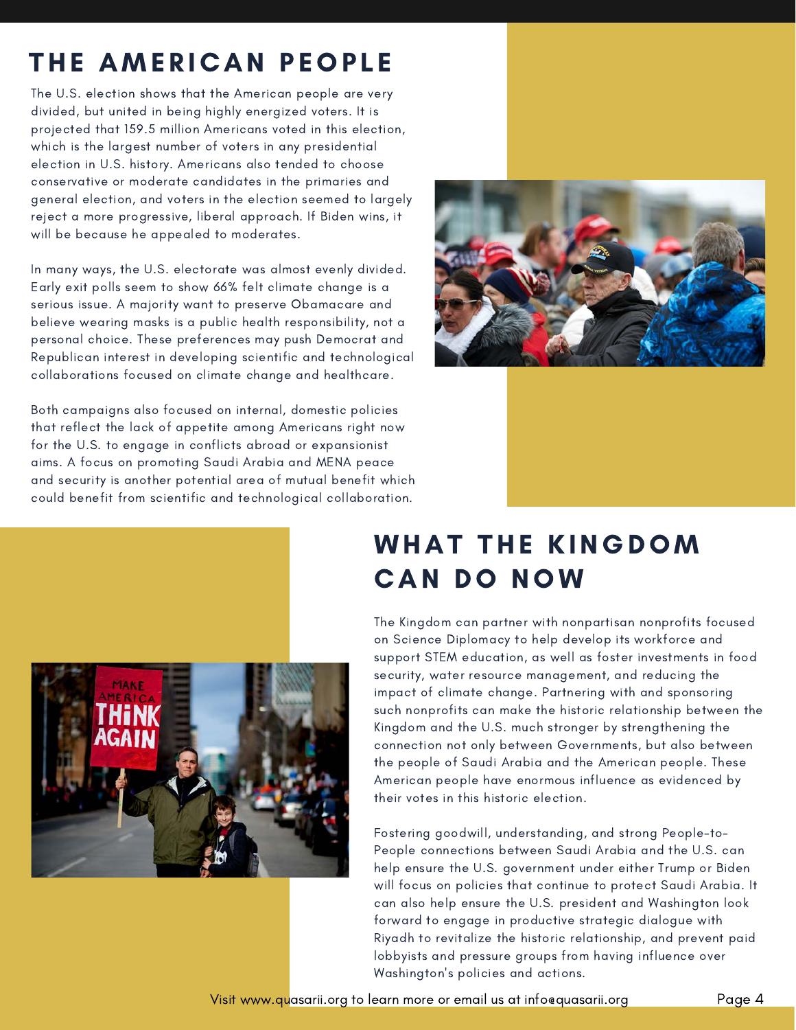# THE AMERICAN PEOPLE

The U.S. election shows that the American people are very divided, but united in being highly energized voters. It is projected that 159.5 million Americans voted in this election, which is the largest number of voters in any presidential election in U.S. history. Americans also tended to choose conservative or moderate candidates in the primaries and general election, and voters in the election seemed to largely reject a more progressive, liberal approach. If Biden wins, it will be because he appealed to moderates.

In many ways, the U.S. electorate was almost evenly divided. Early exit polls seem to show 66% felt climate change is a serious issue. A majority want to preserve Obamacare and believe wearing masks is a public health responsibility, not a personal choice. These preferences may push Democrat and Republican interest in developing scientific and technological collaborations focused on climate change and healthcare.

Both campaigns also focused on internal, domestic policies that reflect the lack of appetite among Americans right now for the U.S. to engage in conflicts abroad or expansionist aims. A focus on promoting Saudi Arabia and MENA peace and security is another potential area of mutual benefit which could benefit from scientific and technological collaboration.

# WHAT THE KINGDOM CAN DO NOW

The Kingdom can partner with nonpartisan nonprofits focused on Science Diplomacy to help develop its workforce and support STEM education, as well as foster investments in food security, water resource management, and reducing the impact of climate change. Partnering with and sponsoring such nonprofits can make the historic relationship between the Kingdom and the U.S. much stronger by strengthening the connection not only between Governments, but also between the people of Saudi Arabia and the American people. These American people have enormous influence as evidenced by their votes in this historic election.

Fostering goodwill, understanding, and strong People-to-People connections between Saudi Arabia and the U.S. can help ensure the U.S. government under either Trump or Biden will focus on policies that continue to protect Saudi Arabia. It can also help ensure the U.S. president and Washington look forward to engage in productive strategic dialogue with Riyadh to revitalize the historic relationship, and prevent paid lobbyists and pressure groups from having influence over Washington's policies and actions.

Visit www.quasarii.org to learn more or email us at info@quasarii.org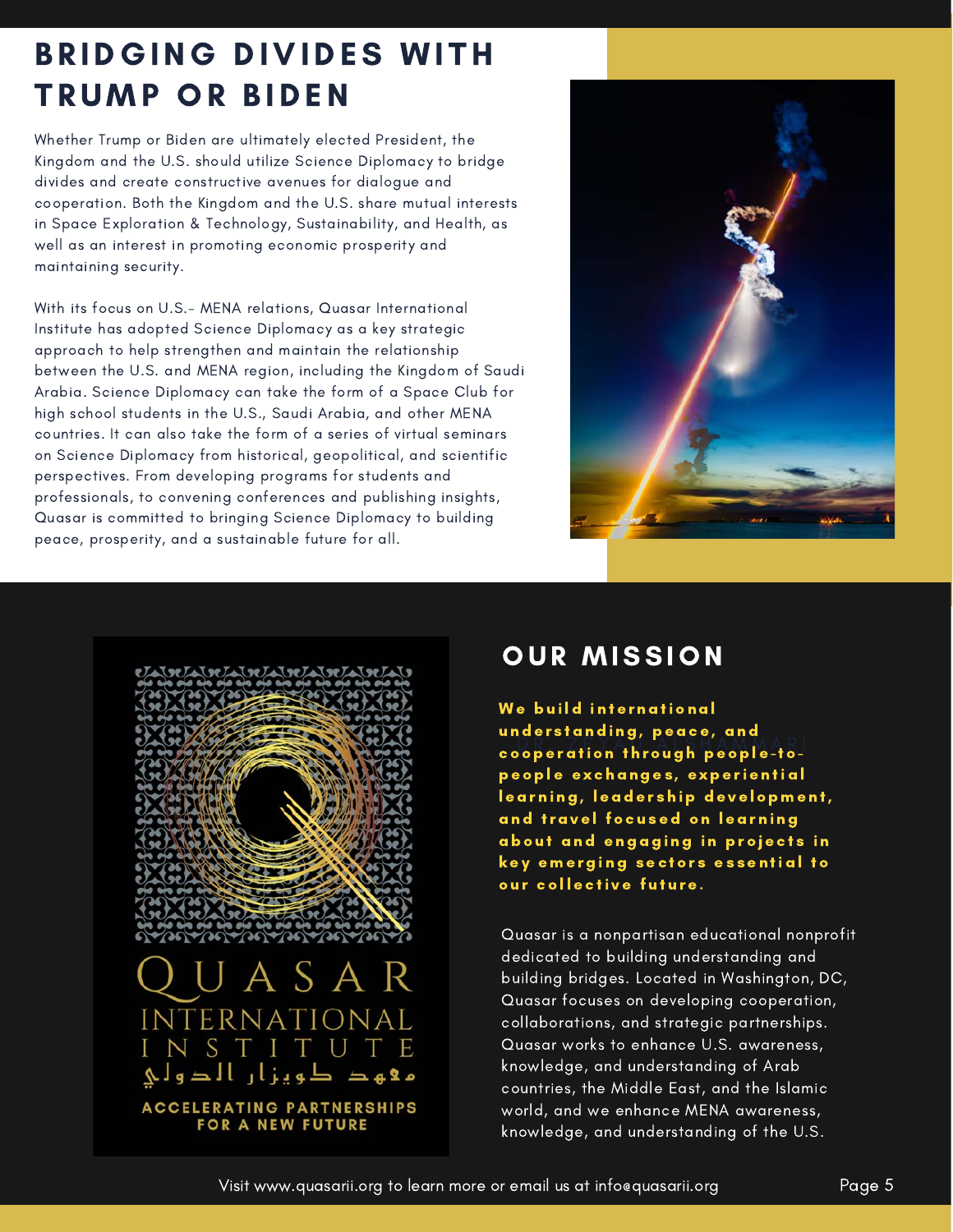## BRIDGING DIVIDES WITH TRUMP OR BIDEN

Whether Trump or Biden are ultimately elected President, the Kingdom and the U.S. should utilize Science Diplomacy to bridge divides and create constructive avenues for dialogue and cooperation. Both the Kingdom and the U.S. share mutual interests in Space Exploration & Technology, Sustainability, and Health, as well as an interest in promoting economic prosperity and maintaining security.

With its focus on U.S.- MENA relations, Quasar International Institute has adopted Science Diplomacy as a key strategic approach to help strengthen and maintain the relationship between the U.S. and MENA region, including the Kingdom of Saudi Arabia. Science Diplomacy can take the form of a Space Club for high school students in the U.S., Saudi Arabia, and other MENA countries. It can also take the form of a series of virtual seminars on Science Diplomacy from historical, geopolitical, and scientific perspectives. From developing programs for students and professionals, to convening conferences and publishing insights, Quasar is committed to bringing Science Diplomacy to building peace, prosperity, and a sustainable future for all.

QUASAR INTERNATIONAL INSTITUTE

معهد كويزار الدولي

ACCELERATING PARTNERSHIPS FOR A NEW FUTURE

## OUR MISSION

**We build international understanding, peace, and cooperation through people-to-people exchanges, experiential learning, leadership development, and travel focused on learning about and engaging in projects in key emerging sectors essential to our collective future.**

Quasar is a nonpartisan educational nonprofit dedicated to building understanding and building bridges. Located in Washington, DC, Quasar focuses on developing cooperation, collaborations, and strategic partnerships. Quasar works to enhance U.S. awareness, knowledge, and understanding of Arab countries, the Middle East, and the Islamic world, and we enhance MENA awareness, knowledge, and understanding of the U.S.

Visit www.quasarii.org to learn more or email us at info@quasarii.org